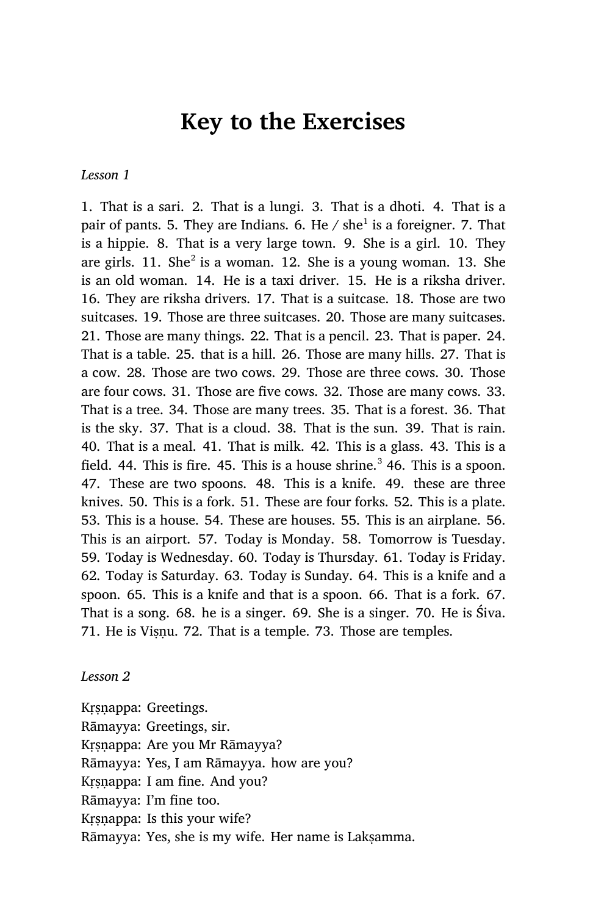# Key to the Exercises

*Lesson 1*

1. That is a sari. 2. That is a lungi. 3. That is a dhoti. 4. That is a pair of pants. 5. They are Indians. 6. He / she[1] is a foreigner. 7. That is a hippie. 8. That is a very large town. 9. She is a girl. 10. They are girls. 11. She[2] is a woman. 12. She is a young woman. 13. She is an old woman. 14. He is a taxi driver. 15. He is a riksha driver. 16. They are riksha drivers. 17. That is a suitcase. 18. Those are two suitcases. 19. Those are three suitcases. 20. Those are many suitcases. 21. Those are many things. 22. That is a pencil. 23. That is paper. 24. That is a table. 25. that is a hill. 26. Those are many hills. 27. That is a cow. 28. Those are two cows. 29. Those are three cows. 30. Those are four cows. 31. Those are five cows. 32. Those are many cows. 33. That is a tree. 34. Those are many trees. 35. That is a forest. 36. That is the sky. 37. That is a cloud. 38. That is the sun. 39. That is rain. 40. That is a meal. 41. That is milk. 42. This is a glass. 43. This is a field. 44. This is fire. 45. This is a house shrine.[3] 46. This is a spoon. 47. These are two spoons. 48. This is a knife. 49. these are three knives. 50. This is a fork. 51. These are four forks. 52. This is a plate. 53. This is a house. 54. These are houses. 55. This is an airplane. 56. This is an airport. 57. Today is Monday. 58. Tomorrow is Tuesday. 59. Today is Wednesday. 60. Today is Thursday. 61. Today is Friday. 62. Today is Saturday. 63. Today is Sunday. 64. This is a knife and a spoon. 65. This is a knife and that is a spoon. 66. That is a fork. 67. That is a song. 68. he is a singer. 69. She is a singer. 70. He is Śiva. 71. He is Viṣṇu. 72. That is a temple. 73. Those are temples.

*Lesson 2*

Kṛṣṇappa: Greetings.
Rāmayya: Greetings, sir.
Kṛṣṇappa: Are you Mr Rāmayya?
Rāmayya: Yes, I am Rāmayya. how are you?
Kṛṣṇappa: I am fine. And you?
Rāmayya: I'm fine too.
Kṛṣṇappa: Is this your wife?
Rāmayya: Yes, she is my wife. Her name is Lakṣamma.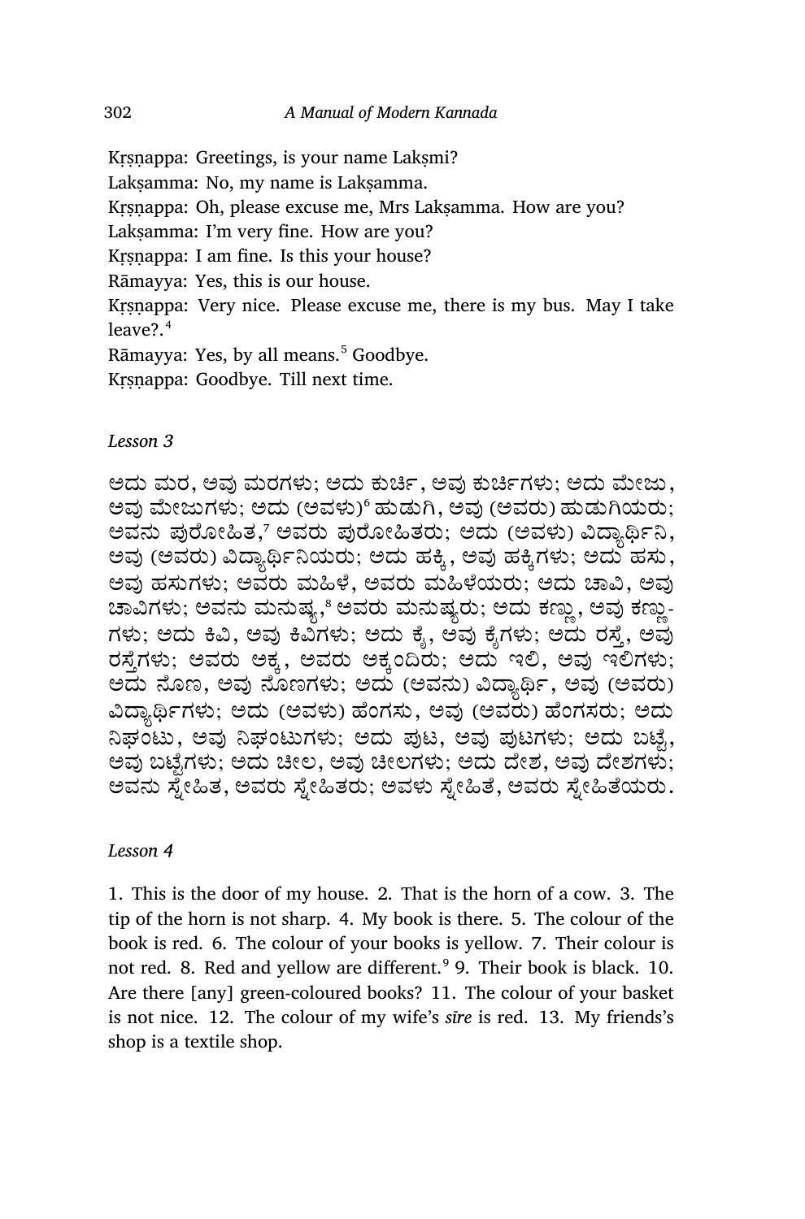Kṛṣṇappa: Greetings, is your name Lakṣmi?
Lakṣamma: No, my name is Lakṣamma.
Kṛṣṇappa: Oh, please excuse me, Mrs Lakṣamma. How are you?
Lakṣamma: I'm very fine. How are you?
Kṛṣṇappa: I am fine. Is this your house?
Rāmayya: Yes, this is our house.
Kṛṣṇappa: Very nice. Please excuse me, there is my bus. May I take leave?.[4]
Rāmayya: Yes, by all means.[5] Goodbye.
Kṛṣṇappa: Goodbye. Till next time.

*Lesson 3*

ಅದು ಮರ, ಅವು ಮರಗಳು; ಅದು ಕುರ್ಚಿ, ಅವು ಕುರ್ಚಿಗಳು; ಅದು ಮೇಜು, ಅವು ಮೇಜುಗಳು; ಅದು (ಅವಳು)[6] ಹುಡುಗಿ, ಅವು (ಅವರು) ಹುಡುಗಿಯರು; ಅವನು ಪುರೋಹಿತ,[7] ಅವರು ಪುರೋಹಿತರು; ಅದು (ಅವಳು) ವಿದ್ಯಾರ್ಥಿನಿ, ಅವು (ಅವರು) ವಿದ್ಯಾರ್ಥಿನಿಯರು; ಅದು ಹಕ್ಕಿ, ಅವು ಹಕ್ಕಿಗಳು; ಅದು ಹಸು, ಅವು ಹಸುಗಳು; ಅವರು ಮಹಿಳೆ, ಅವರು ಮಹಿಳೆಯರು; ಅದು ಚಾವಿ, ಅವು ಚಾವಿಗಳು; ಅವನು ಮನುಷ್ಯ,[8] ಅವರು ಮನುಷ್ಯರು; ಅದು ಕಣ್ಣು, ಅವು ಕಣ್ಣು-ಗಳು; ಅದು ಕಿವಿ, ಅವು ಕಿವಿಗಳು; ಅದು ಕೈ, ಅವು ಕೈಗಳು; ಅದು ರಸ್ತೆ, ಅವು ರಸ್ತೆಗಳು; ಅವರು ಅಕ್ಕ, ಅವರು ಅಕ್ಕಂದಿರು; ಅದು ಇಲಿ, ಅವು ಇಲಿಗಳು; ಅದು ನೊಣ, ಅವು ನೊಣಗಳು; ಅದು (ಅವನು) ವಿದ್ಯಾರ್ಥಿ, ಅವು (ಅವರು) ವಿದ್ಯಾರ್ಥಿಗಳು; ಅದು (ಅವಳು) ಹೆಂಗಸು, ಅವು (ಅವರು) ಹೆಂಗಸರು; ಅದು ನಿಘಂಟು, ಅವು ನಿಘಂಟುಗಳು; ಅದು ಪುಟ, ಅವು ಪುಟಗಳು; ಅದು ಬಟ್ಟೆ, ಅವು ಬಟ್ಟೆಗಳು; ಅದು ಚೀಲ, ಅವು ಚೀಲಗಳು; ಅದು ದೇಶ, ಅವು ದೇಶಗಳು; ಅವನು ಸ್ನೇಹಿತ, ಅವರು ಸ್ನೇಹಿತರು; ಅವಳು ಸ್ನೇಹಿತೆ, ಅವರು ಸ್ನೇಹಿತೆಯರು.

*Lesson 4*

1. This is the door of my house. 2. That is the horn of a cow. 3. The tip of the horn is not sharp. 4. My book is there. 5. The colour of the book is red. 6. The colour of your books is yellow. 7. Their colour is not red. 8. Red and yellow are different.[9] 9. Their book is black. 10. Are there [any] green-coloured books? 11. The colour of your basket is not nice. 12. The colour of my wife's *sīre* is red. 13. My friends's shop is a textile shop.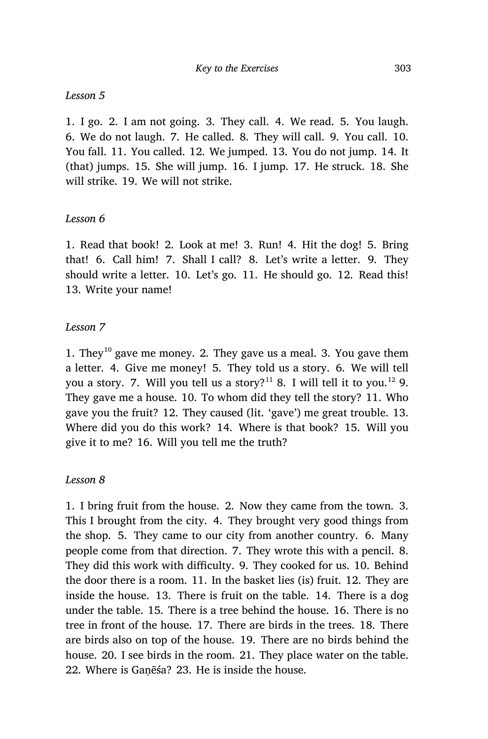*Lesson 5*

1. I go. 2. I am not going. 3. They call. 4. We read. 5. You laugh. 6. We do not laugh. 7. He called. 8. They will call. 9. You call. 10. You fall. 11. You called. 12. We jumped. 13. You do not jump. 14. It (that) jumps. 15. She will jump. 16. I jump. 17. He struck. 18. She will strike. 19. We will not strike.

*Lesson 6*

1. Read that book! 2. Look at me! 3. Run! 4. Hit the dog! 5. Bring that! 6. Call him! 7. Shall I call? 8. Let's write a letter. 9. They should write a letter. 10. Let's go. 11. He should go. 12. Read this! 13. Write your name!

*Lesson 7*

1. They[10] gave me money. 2. They gave us a meal. 3. You gave them a letter. 4. Give me money! 5. They told us a story. 6. We will tell you a story. 7. Will you tell us a story?[11] 8. I will tell it to you.[12] 9. They gave me a house. 10. To whom did they tell the story? 11. Who gave you the fruit? 12. They caused (lit. 'gave') me great trouble. 13. Where did you do this work? 14. Where is that book? 15. Will you give it to me? 16. Will you tell me the truth?

*Lesson 8*

1. I bring fruit from the house. 2. Now they came from the town. 3. This I brought from the city. 4. They brought very good things from the shop. 5. They came to our city from another country. 6. Many people come from that direction. 7. They wrote this with a pencil. 8. They did this work with difficulty. 9. They cooked for us. 10. Behind the door there is a room. 11. In the basket lies (is) fruit. 12. They are inside the house. 13. There is fruit on the table. 14. There is a dog under the table. 15. There is a tree behind the house. 16. There is no tree in front of the house. 17. There are birds in the trees. 18. There are birds also on top of the house. 19. There are no birds behind the house. 20. I see birds in the room. 21. They place water on the table. 22. Where is Gaṇēśa? 23. He is inside the house.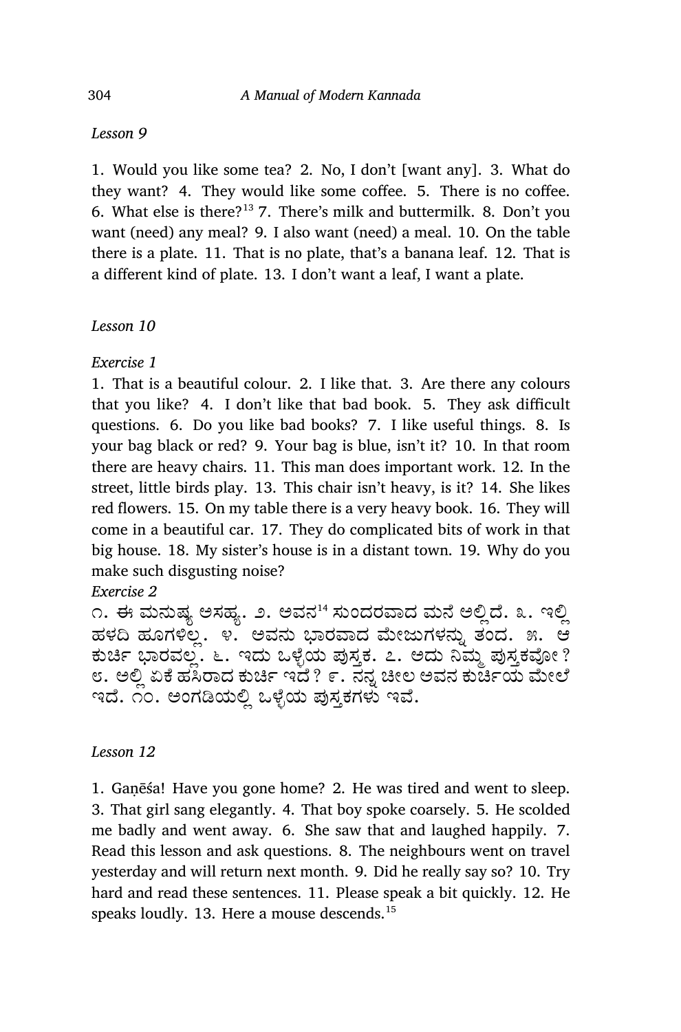*Lesson 9*

1. Would you like some tea? 2. No, I don't [want any]. 3. What do they want? 4. They would like some coffee. 5. There is no coffee. 6. What else is there?[13] 7. There's milk and buttermilk. 8. Don't you want (need) any meal? 9. I also want (need) a meal. 10. On the table there is a plate. 11. That is no plate, that's a banana leaf. 12. That is a different kind of plate. 13. I don't want a leaf, I want a plate.

*Lesson 10*

*Exercise 1*

1. That is a beautiful colour. 2. I like that. 3. Are there any colours that you like? 4. I don't like that bad book. 5. They ask difficult questions. 6. Do you like bad books? 7. I like useful things. 8. Is your bag black or red? 9. Your bag is blue, isn't it? 10. In that room there are heavy chairs. 11. This man does important work. 12. In the street, little birds play. 13. This chair isn't heavy, is it? 14. She likes red flowers. 15. On my table there is a very heavy book. 16. They will come in a beautiful car. 17. They do complicated bits of work in that big house. 18. My sister's house is in a distant town. 19. Why do you make such disgusting noise?

*Exercise 2*

೧. ಈ ಮನುಷ್ಯ ಅಸಹ್ಯ. ೨. ಅವನ[14] ಸುಂದರವಾದ ಮನೆ ಅಲ್ಲಿದೆ. ೩. ಇಲ್ಲಿ ಹಳದಿ ಹೂಗಳಿಲ್ಲ. ೪. ಅವನು ಭಾರವಾದ ಮೇಜುಗಳನ್ನು ತಂದ. ೫. ಆ ಕುರ್ಚಿ ಭಾರವಲ್ಲ. ೬. ಇದು ಒಳ್ಳೆಯ ಪುಸ್ತಕ. ೭. ಅದು ನಿಮ್ಮ ಪುಸ್ತಕವೋ? ೮. ಅಲ್ಲಿ ಏಕೆ ಹಸಿರಾದ ಕುರ್ಚಿ ಇದೆ? ೯. ನನ್ನ ಚೀಲ ಅವನ ಕುರ್ಚಿಯ ಮೇಲೆ ಇದೆ. ೧೦. ಅಂಗಡಿಯಲ್ಲಿ ಒಳ್ಳೆಯ ಪುಸ್ತಕಗಳು ಇವೆ.

*Lesson 12*

1. Gaṇēśa! Have you gone home? 2. He was tired and went to sleep. 3. That girl sang elegantly. 4. That boy spoke coarsely. 5. He scolded me badly and went away. 6. She saw that and laughed happily. 7. Read this lesson and ask questions. 8. The neighbours went on travel yesterday and will return next month. 9. Did he really say so? 10. Try hard and read these sentences. 11. Please speak a bit quickly. 12. He speaks loudly. 13. Here a mouse descends.[15]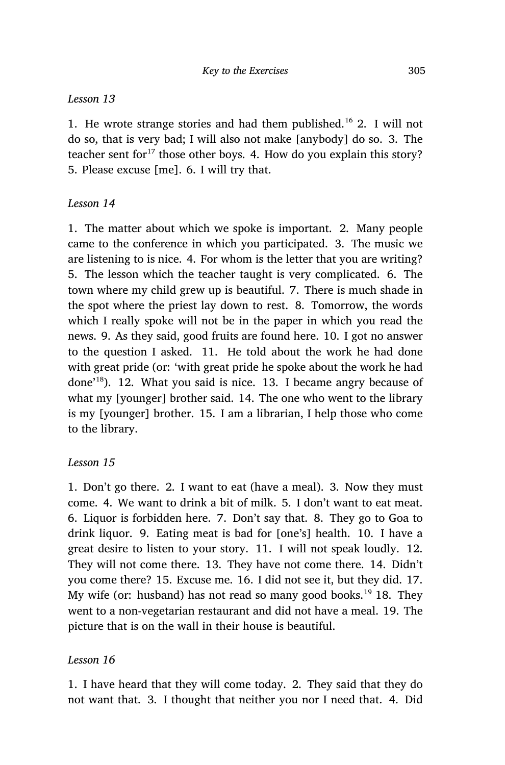*Lesson 13*

1. He wrote strange stories and had them published.[16] 2. I will not do so, that is very bad; I will also not make [anybody] do so. 3. The teacher sent for[17] those other boys. 4. How do you explain this story? 5. Please excuse [me]. 6. I will try that.

*Lesson 14*

1. The matter about which we spoke is important. 2. Many people came to the conference in which you participated. 3. The music we are listening to is nice. 4. For whom is the letter that you are writing? 5. The lesson which the teacher taught is very complicated. 6. The town where my child grew up is beautiful. 7. There is much shade in the spot where the priest lay down to rest. 8. Tomorrow, the words which I really spoke will not be in the paper in which you read the news. 9. As they said, good fruits are found here. 10. I got no answer to the question I asked. 11. He told about the work he had done with great pride (or: 'with great pride he spoke about the work he had done'[18]). 12. What you said is nice. 13. I became angry because of what my [younger] brother said. 14. The one who went to the library is my [younger] brother. 15. I am a librarian, I help those who come to the library.

*Lesson 15*

1. Don't go there. 2. I want to eat (have a meal). 3. Now they must come. 4. We want to drink a bit of milk. 5. I don't want to eat meat. 6. Liquor is forbidden here. 7. Don't say that. 8. They go to Goa to drink liquor. 9. Eating meat is bad for [one's] health. 10. I have a great desire to listen to your story. 11. I will not speak loudly. 12. They will not come there. 13. They have not come there. 14. Didn't you come there? 15. Excuse me. 16. I did not see it, but they did. 17. My wife (or: husband) has not read so many good books.[19] 18. They went to a non-vegetarian restaurant and did not have a meal. 19. The picture that is on the wall in their house is beautiful.

*Lesson 16*

1. I have heard that they will come today. 2. They said that they do not want that. 3. I thought that neither you nor I need that. 4. Did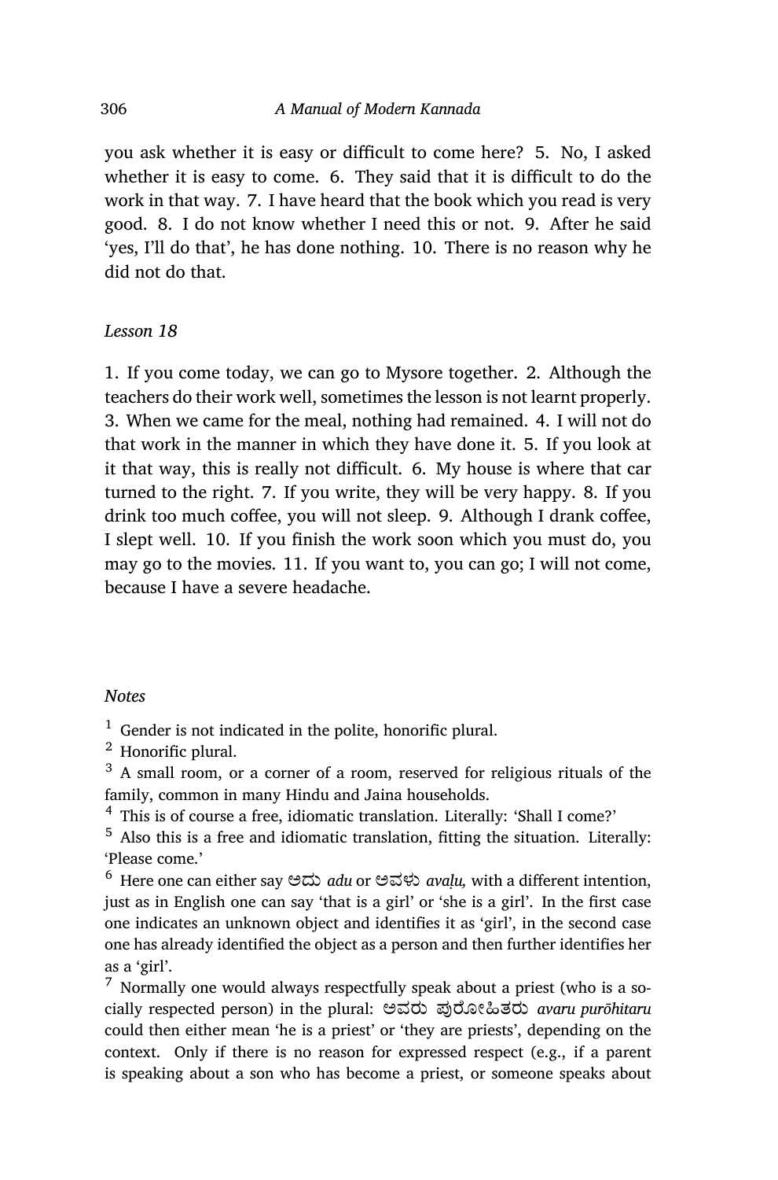you ask whether it is easy or difficult to come here? 5. No, I asked whether it is easy to come. 6. They said that it is difficult to do the work in that way. 7. I have heard that the book which you read is very good. 8. I do not know whether I need this or not. 9. After he said 'yes, I'll do that', he has done nothing. 10. There is no reason why he did not do that.

*Lesson 18*

1. If you come today, we can go to Mysore together. 2. Although the teachers do their work well, sometimes the lesson is not learnt properly. 3. When we came for the meal, nothing had remained. 4. I will not do that work in the manner in which they have done it. 5. If you look at it that way, this is really not difficult. 6. My house is where that car turned to the right. 7. If you write, they will be very happy. 8. If you drink too much coffee, you will not sleep. 9. Although I drank coffee, I slept well. 10. If you finish the work soon which you must do, you may go to the movies. 11. If you want to, you can go; I will not come, because I have a severe headache.

*Notes*

[1] Gender is not indicated in the polite, honorific plural.

[2] Honorific plural.

[3] A small room, or a corner of a room, reserved for religious rituals of the family, common in many Hindu and Jaina households.

[4] This is of course a free, idiomatic translation. Literally: 'Shall I come?'

[5] Also this is a free and idiomatic translation, fitting the situation. Literally: 'Please come.'

[6] Here one can either say ಅದು *adu* or ಅವಳು *avaḷu,* with a different intention, just as in English one can say 'that is a girl' or 'she is a girl'. In the first case one indicates an unknown object and identifies it as 'girl', in the second case one has already identified the object as a person and then further identifies her as a 'girl'.

[7] Normally one would always respectfully speak about a priest (who is a socially respected person) in the plural: ಅವರು ಪುರೋಹಿತರು *avaru purōhitaru* could then either mean 'he is a priest' or 'they are priests', depending on the context. Only if there is no reason for expressed respect (e.g., if a parent is speaking about a son who has become a priest, or someone speaks about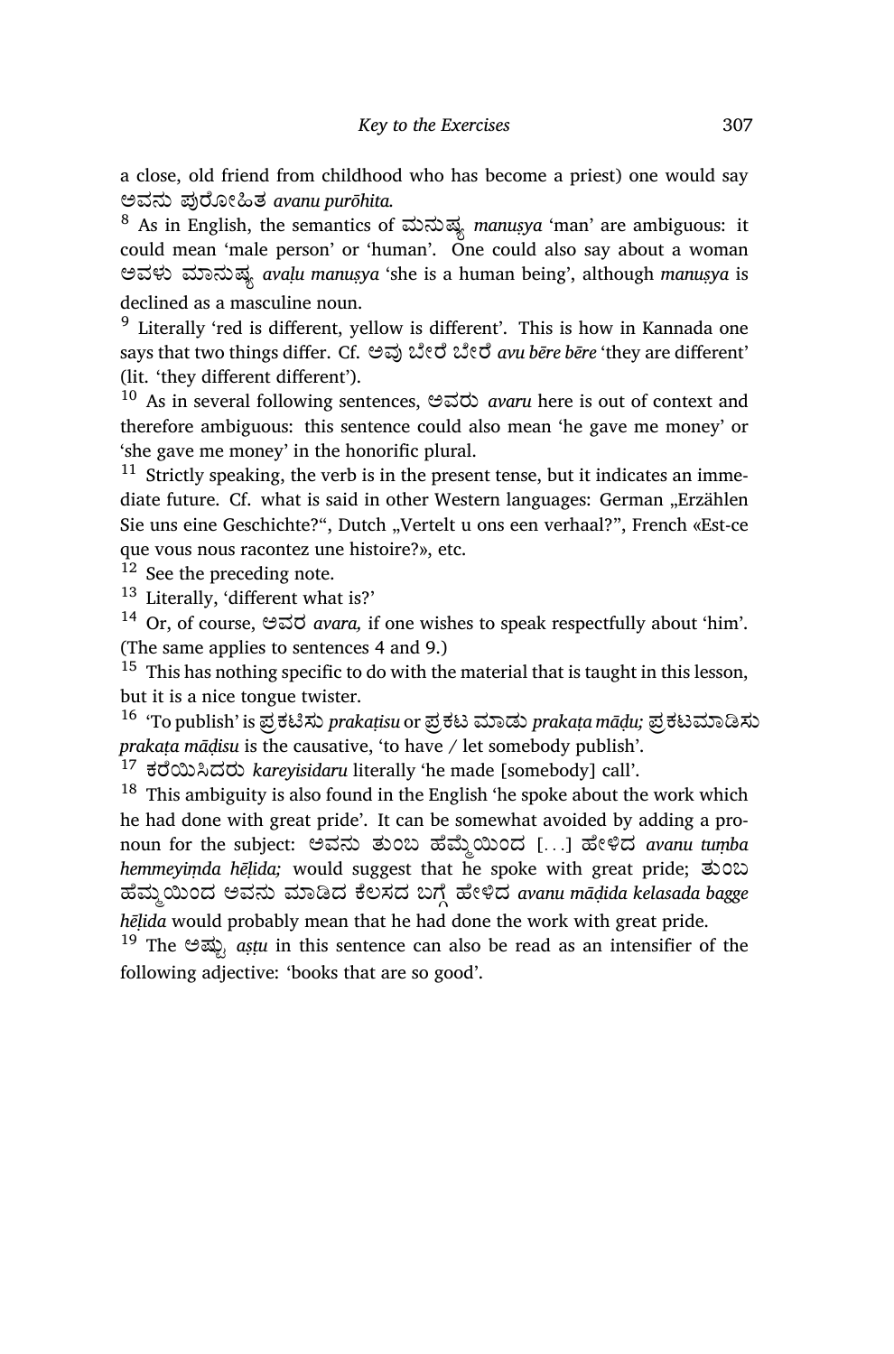a close, old friend from childhood who has become a priest) one would say ಅವನು ಪುರೋಹಿತ *avanu purōhita.*

[8] As in English, the semantics of ಮನುಷ್ಯ *manuṣya* 'man' are ambiguous: it could mean 'male person' or 'human'. One could also say about a woman ಅವಳು ಮಾನುಷ್ಯ *avaḷu manuṣya* 'she is a human being', although *manuṣya* is declined as a masculine noun.

[9] Literally 'red is different, yellow is different'. This is how in Kannada one says that two things differ. Cf. ಅವು ಬೇರೆ ಬೇರೆ *avu bēre bēre* 'they are different' (lit. 'they different different').

[10] As in several following sentences, ಅವರು *avaru* here is out of context and therefore ambiguous: this sentence could also mean 'he gave me money' or 'she gave me money' in the honorific plural.

[11] Strictly speaking, the verb is in the present tense, but it indicates an immediate future. Cf. what is said in other Western languages: German „Erzählen Sie uns eine Geschichte?", Dutch „Vertelt u ons een verhaal?", French «Est-ce que vous nous racontez une histoire?», etc.

[12] See the preceding note.

[13] Literally, 'different what is?'

[14] Or, of course, ಅವರ *avara,* if one wishes to speak respectfully about 'him'. (The same applies to sentences 4 and 9.)

[15] This has nothing specific to do with the material that is taught in this lesson, but it is a nice tongue twister.

[16] 'To publish' is ಪ್ರಕಟಿಸು *prakaṭisu* or ಪ್ರಕಟ ಮಾಡು *prakaṭa māḍu;* ಪ್ರಕಟಮಾಡಿಸು *prakaṭa māḍisu* is the causative, 'to have / let somebody publish'.

[17] ಕರೆಯಿಸಿದರು *kareyisidaru* literally 'he made [somebody] call'.

[18] This ambiguity is also found in the English 'he spoke about the work which he had done with great pride'. It can be somewhat avoided by adding a pronoun for the subject: ಅವನು ತುಂಬ ಹೆಮ್ಮೆಯಿಂದ [...] ಹೇಳಿದ *avanu tuṃba hemmeyiṃda hēḷida;* would suggest that he spoke with great pride; ತುಂಬ ಹೆಮ್ಮೆಯಿಂದ ಅವನು ಮಾಡಿದ ಕೆಲಸದ ಬಗ್ಗೆ ಹೇಳಿದ *avanu māḍida kelasada bagge hēḷida* would probably mean that he had done the work with great pride.

[19] The ಅಷ್ಟು *aṣṭu* in this sentence can also be read as an intensifier of the following adjective: 'books that are so good'.